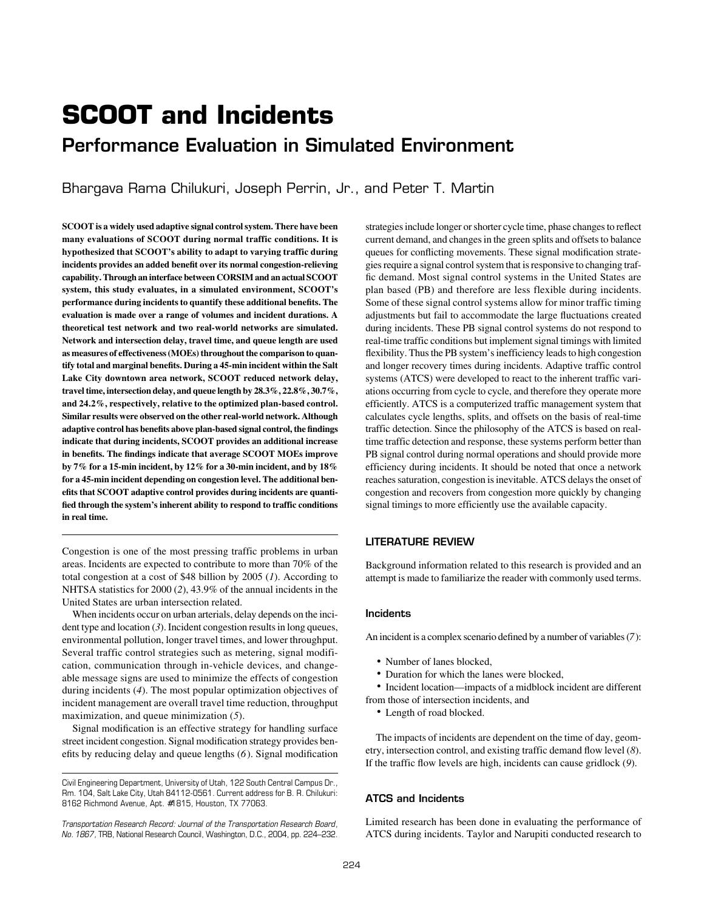# SCOOT and Incidents

## Performance Evaluation in Simulated Environment

Bhargava Rama Chilukuri, Joseph Perrin, Jr., and Peter T. Martin

**SCOOT is a widely used adaptive signal control system. There have been many evaluations of SCOOT during normal traffic conditions. It is hypothesized that SCOOT's ability to adapt to varying traffic during incidents provides an added benefit over its normal congestion-relieving capability. Through an interface between CORSIM and an actual SCOOT system, this study evaluates, in a simulated environment, SCOOT's performance during incidents to quantify these additional benefits. The evaluation is made over a range of volumes and incident durations. A theoretical test network and two real-world networks are simulated. Network and intersection delay, travel time, and queue length are used as measures of effectiveness (MOEs) throughout the comparison to quantify total and marginal benefits. During a 45-min incident within the Salt Lake City downtown area network, SCOOT reduced network delay, travel time, intersection delay, and queue length by 28.3%, 22.8%, 30.7%, and 24.2%, respectively, relative to the optimized plan-based control. Similar results were observed on the other real-world network. Although adaptive control has benefits above plan-based signal control, the findings indicate that during incidents, SCOOT provides an additional increase in benefits. The findings indicate that average SCOOT MOEs improve by 7% for a 15-min incident, by 12% for a 30-min incident, and by 18% for a 45-min incident depending on congestion level. The additional benefits that SCOOT adaptive control provides during incidents are quantified through the system's inherent ability to respond to traffic conditions in real time.**

Congestion is one of the most pressing traffic problems in urban areas. Incidents are expected to contribute to more than 70% of the total congestion at a cost of $48 billion by 2005 (*1*). According to NHTSA statistics for 2000 (*2*), 43.9% of the annual incidents in the United States are urban intersection related.

When incidents occur on urban arterials, delay depends on the incident type and location (*3*). Incident congestion results in long queues, environmental pollution, longer travel times, and lower throughput. Several traffic control strategies such as metering, signal modification, communication through in-vehicle devices, and changeable message signs are used to minimize the effects of congestion during incidents (*4*). The most popular optimization objectives of incident management are overall travel time reduction, throughput maximization, and queue minimization (*5*).

Signal modification is an effective strategy for handling surface street incident congestion. Signal modification strategy provides benefits by reducing delay and queue lengths (*6*). Signal modification strategies include longer or shorter cycle time, phase changes to reflect current demand, and changes in the green splits and offsets to balance queues for conflicting movements. These signal modification strategies require a signal control system that is responsive to changing traffic demand. Most signal control systems in the United States are plan based (PB) and therefore are less flexible during incidents. Some of these signal control systems allow for minor traffic timing adjustments but fail to accommodate the large fluctuations created during incidents. These PB signal control systems do not respond to real-time traffic conditions but implement signal timings with limited flexibility. Thus the PB system's inefficiency leads to high congestion and longer recovery times during incidents. Adaptive traffic control systems (ATCS) were developed to react to the inherent traffic variations occurring from cycle to cycle, and therefore they operate more efficiently. ATCS is a computerized traffic management system that calculates cycle lengths, splits, and offsets on the basis of real-time traffic detection. Since the philosophy of the ATCS is based on real-time traffic detection and response, these systems perform better than PB signal control during normal operations and should provide more efficiency during incidents. It should be noted that once a network reaches saturation, congestion is inevitable. ATCS delays the onset of congestion and recovers from congestion more quickly by changing signal timings to more efficiently use the available capacity.

## LITERATURE REVIEW

Background information related to this research is provided and an attempt is made to familiarize the reader with commonly used terms.

### Incidents

An incident is a complex scenario defined by a number of variables (*7*):

- Number of lanes blocked,
- Duration for which the lanes were blocked,
- Incident location—impacts of a midblock incident are different from those of intersection incidents, and
- Length of road blocked.

The impacts of incidents are dependent on the time of day, geometry, intersection control, and existing traffic demand flow level (*8*). If the traffic flow levels are high, incidents can cause gridlock (*9*).

### ATCS and Incidents

Limited research has been done in evaluating the performance of ATCS during incidents. Taylor and Narupiti conducted research to

Civil Engineering Department, University of Utah, 122 South Central Campus Dr., Rm. 104, Salt Lake City, Utah 84112-0561. Current address for B. R. Chilukuri: 8162 Richmond Avenue, Apt. #1815, Houston, TX 77063.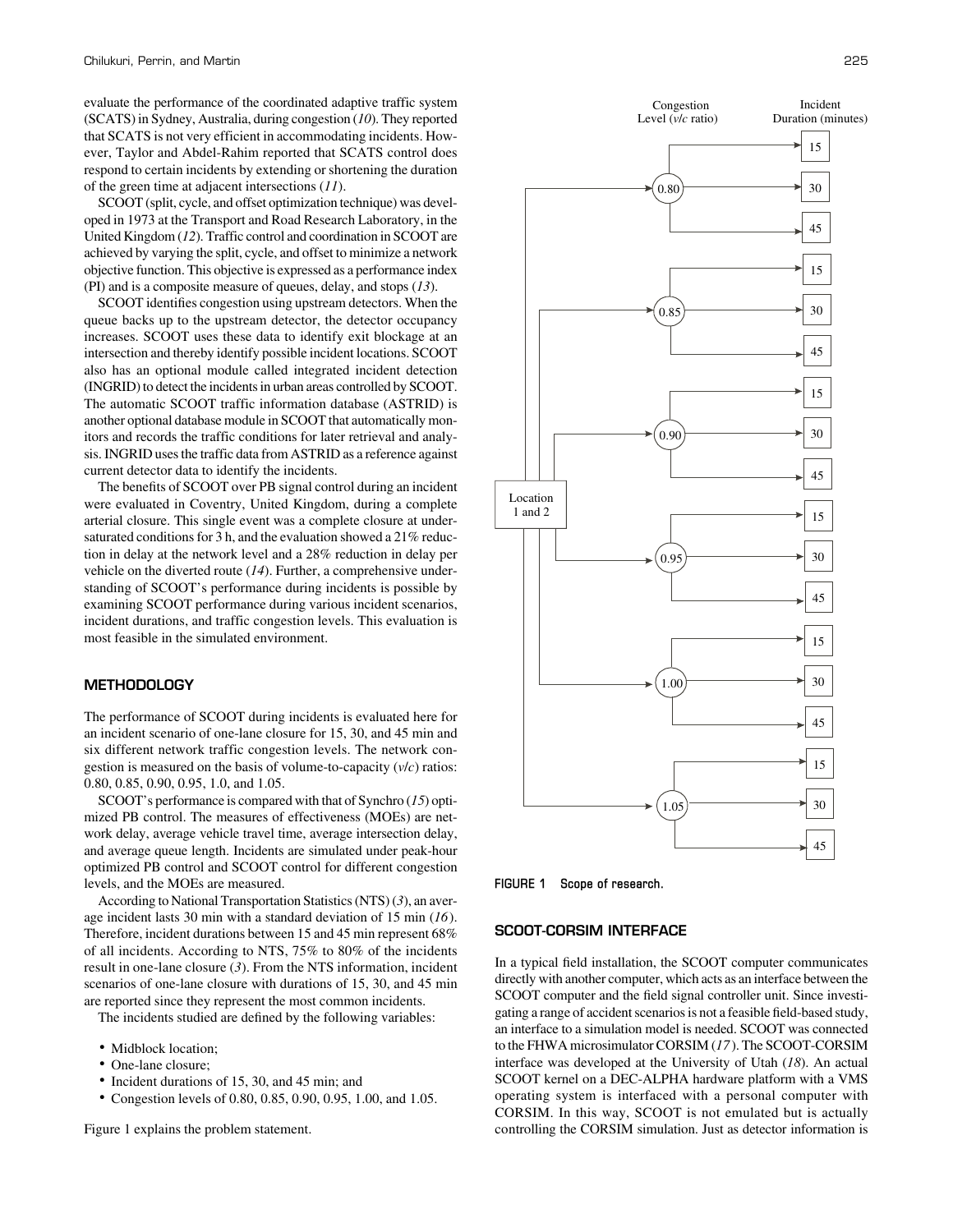evaluate the performance of the coordinated adaptive traffic system (SCATS) in Sydney, Australia, during congestion (*10*). They reported that SCATS is not very efficient in accommodating incidents. However, Taylor and Abdel-Rahim reported that SCATS control does respond to certain incidents by extending or shortening the duration of the green time at adjacent intersections (*11*).

SCOOT (split, cycle, and offset optimization technique) was developed in 1973 at the Transport and Road Research Laboratory, in the United Kingdom (*12*). Traffic control and coordination in SCOOT are achieved by varying the split, cycle, and offset to minimize a network objective function. This objective is expressed as a performance index (PI) and is a composite measure of queues, delay, and stops (*13*).

SCOOT identifies congestion using upstream detectors. When the queue backs up to the upstream detector, the detector occupancy increases. SCOOT uses these data to identify exit blockage at an intersection and thereby identify possible incident locations. SCOOT also has an optional module called integrated incident detection (INGRID) to detect the incidents in urban areas controlled by SCOOT. The automatic SCOOT traffic information database (ASTRID) is another optional database module in SCOOT that automatically monitors and records the traffic conditions for later retrieval and analysis. INGRID uses the traffic data from ASTRID as a reference against current detector data to identify the incidents.

The benefits of SCOOT over PB signal control during an incident were evaluated in Coventry, United Kingdom, during a complete arterial closure. This single event was a complete closure at undersaturated conditions for 3 h, and the evaluation showed a 21% reduction in delay at the network level and a 28% reduction in delay per vehicle on the diverted route (*14*). Further, a comprehensive understanding of SCOOT's performance during incidents is possible by examining SCOOT performance during various incident scenarios, incident durations, and traffic congestion levels. This evaluation is most feasible in the simulated environment.

## METHODOLOGY

The performance of SCOOT during incidents is evaluated here for an incident scenario of one-lane closure for 15, 30, and 45 min and six different network traffic congestion levels. The network congestion is measured on the basis of volume-to-capacity ($v/c$) ratios: 0.80, 0.85, 0.90, 0.95, 1.0, and 1.05.

SCOOT's performance is compared with that of Synchro (*15*) optimized PB control. The measures of effectiveness (MOEs) are network delay, average vehicle travel time, average intersection delay, and average queue length. Incidents are simulated under peak-hour optimized PB control and SCOOT control for different congestion levels, and the MOEs are measured.

According to National Transportation Statistics (NTS) (*3*), an average incident lasts 30 min with a standard deviation of 15 min (*16*). Therefore, incident durations between 15 and 45 min represent 68% of all incidents. According to NTS, 75% to 80% of the incidents result in one-lane closure (*3*). From the NTS information, incident scenarios of one-lane closure with durations of 15, 30, and 45 min are reported since they represent the most common incidents.

The incidents studied are defined by the following variables:

- Midblock location;
- One-lane closure;
- Incident durations of 15, 30, and 45 min; and
- Congestion levels of 0.80, 0.85, 0.90, 0.95, 1.00, and 1.05.

Figure 1 explains the problem statement.

Location 1 and 2 → Congestion Level ($v/c$ ratio): 0.80, 0.85, 0.90, 0.95, 1.00, 1.05 → Incident Duration (minutes): 15, 30, 45 (for each congestion level)

FIGURE 1 Scope of research.

## SCOOT-CORSIM INTERFACE

In a typical field installation, the SCOOT computer communicates directly with another computer, which acts as an interface between the SCOOT computer and the field signal controller unit. Since investigating a range of accident scenarios is not a feasible field-based study, an interface to a simulation model is needed. SCOOT was connected to the FHWA microsimulator CORSIM (*17*). The SCOOT-CORSIM interface was developed at the University of Utah (*18*). An actual SCOOT kernel on a DEC-ALPHA hardware platform with a VMS operating system is interfaced with a personal computer with CORSIM. In this way, SCOOT is not emulated but is actually controlling the CORSIM simulation. Just as detector information is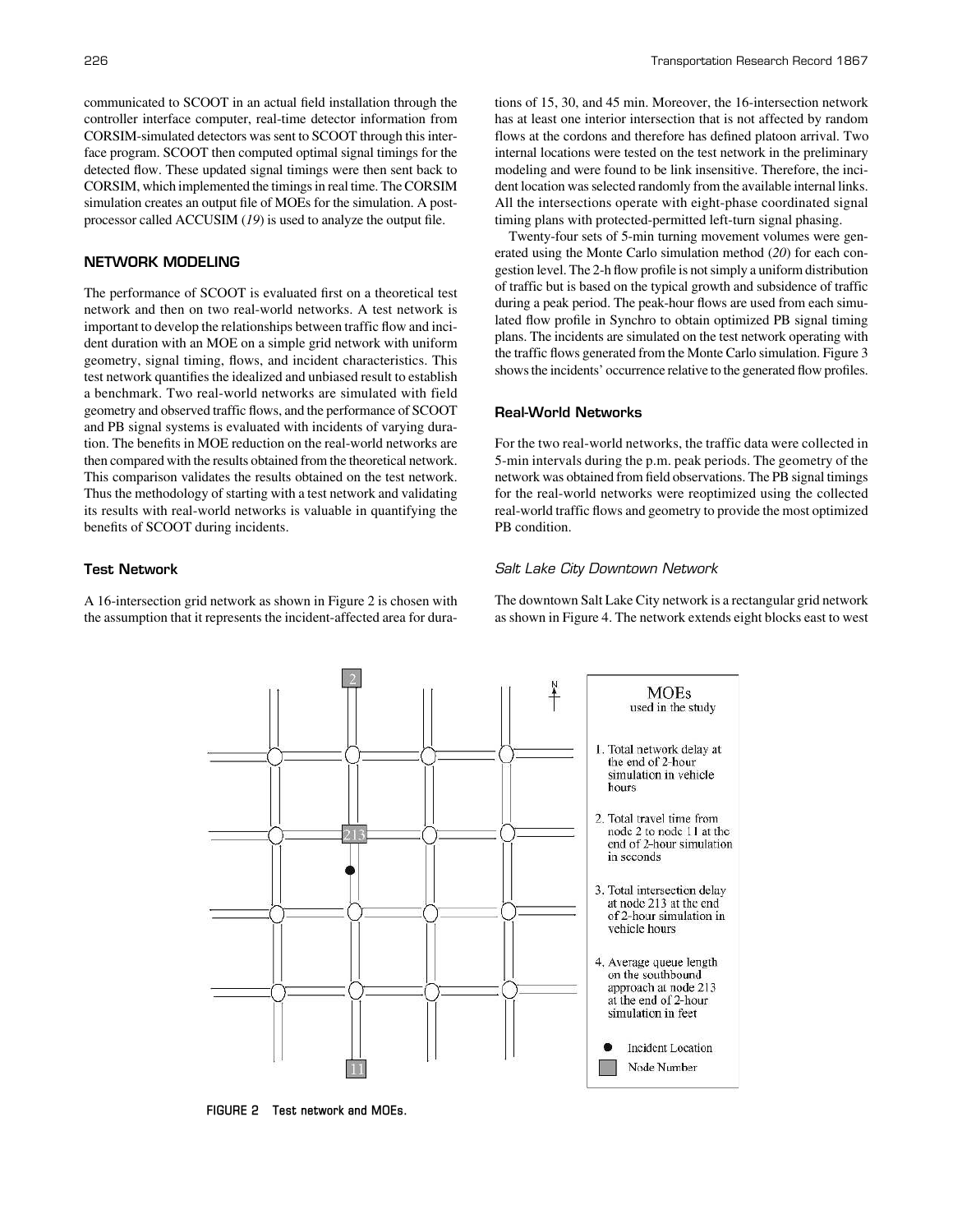communicated to SCOOT in an actual field installation through the controller interface computer, real-time detector information from CORSIM-simulated detectors was sent to SCOOT through this interface program. SCOOT then computed optimal signal timings for the detected flow. These updated signal timings were then sent back to CORSIM, which implemented the timings in real time. The CORSIM simulation creates an output file of MOEs for the simulation. A postprocessor called ACCUSIM (*19*) is used to analyze the output file.

## NETWORK MODELING

The performance of SCOOT is evaluated first on a theoretical test network and then on two real-world networks. A test network is important to develop the relationships between traffic flow and incident duration with an MOE on a simple grid network with uniform geometry, signal timing, flows, and incident characteristics. This test network quantifies the idealized and unbiased result to establish a benchmark. Two real-world networks are simulated with field geometry and observed traffic flows, and the performance of SCOOT and PB signal systems is evaluated with incidents of varying duration. The benefits in MOE reduction on the real-world networks are then compared with the results obtained from the theoretical network. This comparison validates the results obtained on the test network. Thus the methodology of starting with a test network and validating its results with real-world networks is valuable in quantifying the benefits of SCOOT during incidents.

### Test Network

A 16-intersection grid network as shown in Figure 2 is chosen with the assumption that it represents the incident-affected area for durations of 15, 30, and 45 min. Moreover, the 16-intersection network has at least one interior intersection that is not affected by random flows at the cordons and therefore has defined platoon arrival. Two internal locations were tested on the test network in the preliminary modeling and were found to be link insensitive. Therefore, the incident location was selected randomly from the available internal links. All the intersections operate with eight-phase coordinated signal timing plans with protected-permitted left-turn signal phasing.

Twenty-four sets of 5-min turning movement volumes were generated using the Monte Carlo simulation method (*20*) for each congestion level. The 2-h flow profile is not simply a uniform distribution of traffic but is based on the typical growth and subsidence of traffic during a peak period. The peak-hour flows are used from each simulated flow profile in Synchro to obtain optimized PB signal timing plans. The incidents are simulated on the test network operating with the traffic flows generated from the Monte Carlo simulation. Figure 3 shows the incidents' occurrence relative to the generated flow profiles.

### Real-World Networks

For the two real-world networks, the traffic data were collected in 5-min intervals during the p.m. peak periods. The geometry of the network was obtained from field observations. The PB signal timings for the real-world networks were reoptimized using the collected real-world traffic flows and geometry to provide the most optimized PB condition.

#### *Salt Lake City Downtown Network*

The downtown Salt Lake City network is a rectangular grid network as shown in Figure 4. The network extends eight blocks east to west

**MOEs** used in the study

1. Total network delay at the end of 2-hour simulation in vehicle hours
2. Total travel time from node 2 to node 11 at the end of 2-hour simulation in seconds
3. Total intersection delay at node 213 at the end of 2-hour simulation in vehicle hours
4. Average queue length on the southbound approach at node 213 at the end of 2-hour simulation in feet

● Incident Location
■ Node Number

**FIGURE 2 Test network and MOEs.**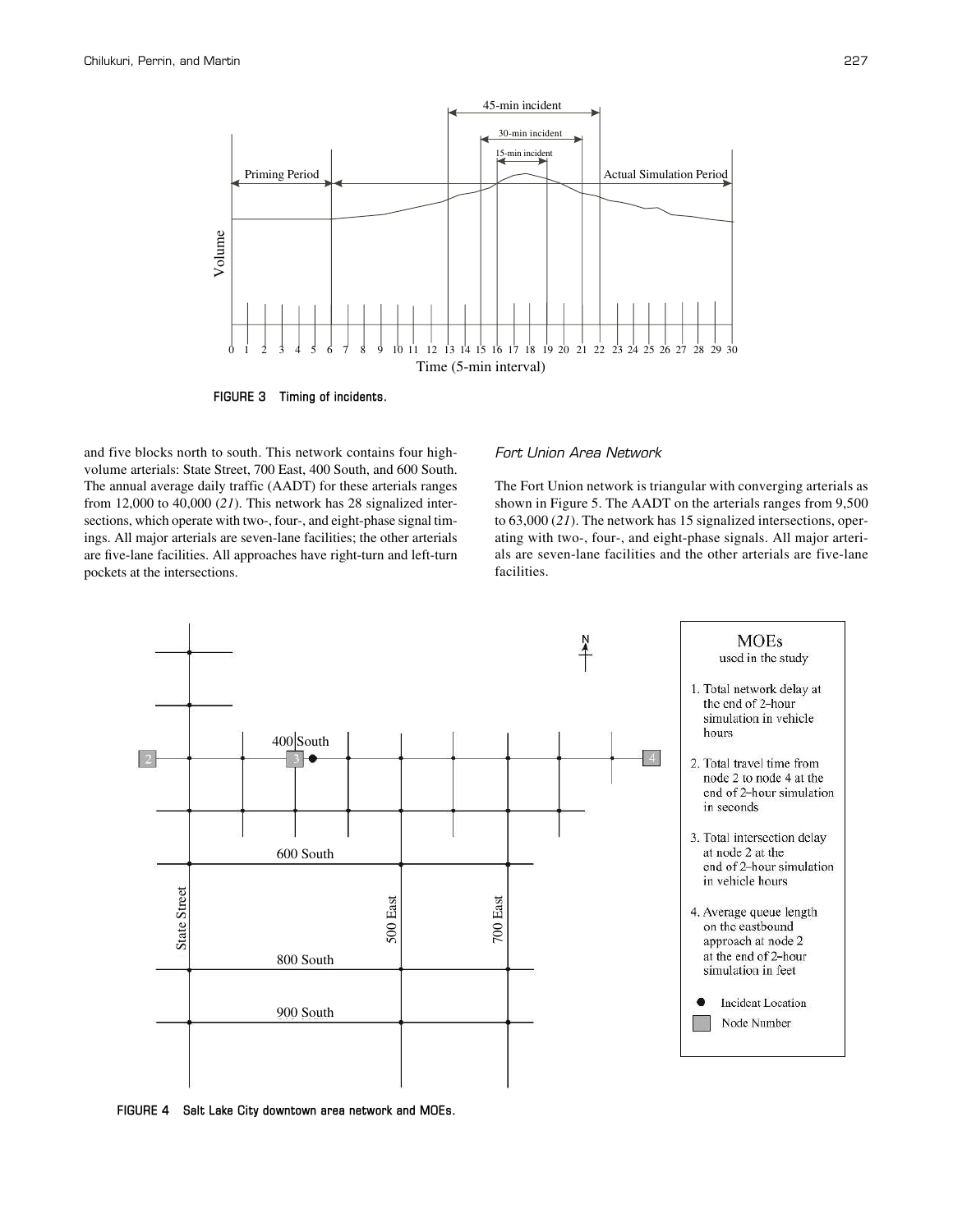FIGURE 3 Timing of incidents.

and five blocks north to south. This network contains four high-volume arterials: State Street, 700 East, 400 South, and 600 South. The annual average daily traffic (AADT) for these arterials ranges from 12,000 to 40,000 (*21*). This network has 28 signalized intersections, which operate with two-, four-, and eight-phase signal timings. All major arterials are seven-lane facilities; the other arterials are five-lane facilities. All approaches have right-turn and left-turn pockets at the intersections.

### *Fort Union Area Network*

The Fort Union network is triangular with converging arterials as shown in Figure 5. The AADT on the arterials ranges from 9,500 to 63,000 (*21*). The network has 15 signalized intersections, operating with two-, four-, and eight-phase signals. All major arterials are seven-lane facilities and the other arterials are five-lane facilities.

FIGURE 4 Salt Lake City downtown area network and MOEs.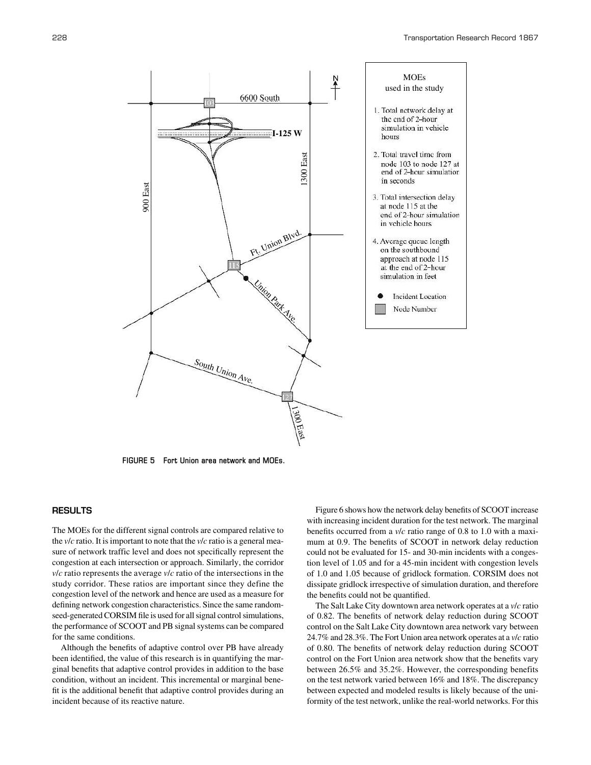MOEs used in the study

1. Total network delay at the end of 2-hour simulation in vehicle hours
2. Total travel time from node 103 to node 127 at end of 2-hour simulation in seconds
3. Total intersection delay at node 115 at the end of 2-hour simulation in vehicle hours
4. Average queue length on the southbound approach at node 115 at the end of 2-hour simulation in feet

FIGURE 5 Fort Union area network and MOEs.

## RESULTS

The MOEs for the different signal controls are compared relative to the *v*/*c* ratio. It is important to note that the *v*/*c* ratio is a general measure of network traffic level and does not specifically represent the congestion at each intersection or approach. Similarly, the corridor *v*/*c* ratio represents the average *v*/*c* ratio of the intersections in the study corridor. These ratios are important since they define the congestion level of the network and hence are used as a measure for defining network congestion characteristics. Since the same random-seed-generated CORSIM file is used for all signal control simulations, the performance of SCOOT and PB signal systems can be compared for the same conditions.

Although the benefits of adaptive control over PB have already been identified, the value of this research is in quantifying the marginal benefits that adaptive control provides in addition to the base condition, without an incident. This incremental or marginal benefit is the additional benefit that adaptive control provides during an incident because of its reactive nature.

Figure 6 shows how the network delay benefits of SCOOT increase with increasing incident duration for the test network. The marginal benefits occurred from a *v*/*c* ratio range of 0.8 to 1.0 with a maximum at 0.9. The benefits of SCOOT in network delay reduction could not be evaluated for 15- and 30-min incidents with a congestion level of 1.05 and for a 45-min incident with congestion levels of 1.0 and 1.05 because of gridlock formation. CORSIM does not dissipate gridlock irrespective of simulation duration, and therefore the benefits could not be quantified.

The Salt Lake City downtown area network operates at a *v*/*c* ratio of 0.82. The benefits of network delay reduction during SCOOT control on the Salt Lake City downtown area network vary between 24.7% and 28.3%. The Fort Union area network operates at a *v*/*c* ratio of 0.80. The benefits of network delay reduction during SCOOT control on the Fort Union area network show that the benefits vary between 26.5% and 35.2%. However, the corresponding benefits on the test network varied between 16% and 18%. The discrepancy between expected and modeled results is likely because of the uniformity of the test network, unlike the real-world networks. For this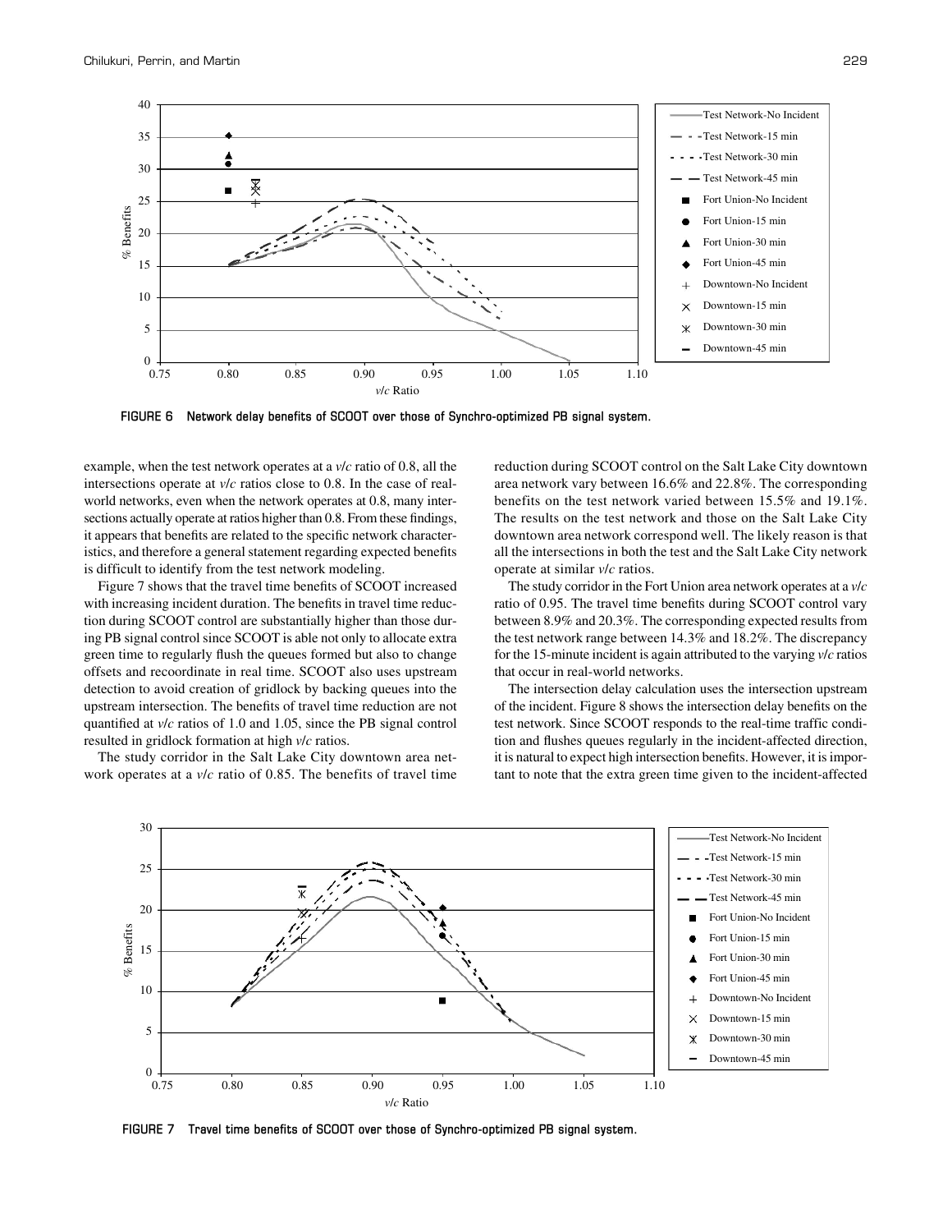FIGURE 6 Network delay benefits of SCOOT over those of Synchro-optimized PB signal system.

example, when the test network operates at a *v*/*c* ratio of 0.8, all the intersections operate at *v*/*c* ratios close to 0.8. In the case of real-world networks, even when the network operates at 0.8, many intersections actually operate at ratios higher than 0.8. From these findings, it appears that benefits are related to the specific network characteristics, and therefore a general statement regarding expected benefits is difficult to identify from the test network modeling.

Figure 7 shows that the travel time benefits of SCOOT increased with increasing incident duration. The benefits in travel time reduction during SCOOT control are substantially higher than those during PB signal control since SCOOT is able not only to allocate extra green time to regularly flush the queues formed but also to change offsets and recoordinate in real time. SCOOT also uses upstream detection to avoid creation of gridlock by backing queues into the upstream intersection. The benefits of travel time reduction are not quantified at *v*/*c* ratios of 1.0 and 1.05, since the PB signal control resulted in gridlock formation at high *v*/*c* ratios.

The study corridor in the Salt Lake City downtown area network operates at a *v*/*c* ratio of 0.85. The benefits of travel time reduction during SCOOT control on the Salt Lake City downtown area network vary between 16.6% and 22.8%. The corresponding benefits on the test network varied between 15.5% and 19.1%. The results on the test network and those on the Salt Lake City downtown area network correspond well. The likely reason is that all the intersections in both the test and the Salt Lake City network operate at similar *v*/*c* ratios.

The study corridor in the Fort Union area network operates at a *v*/*c* ratio of 0.95. The travel time benefits during SCOOT control vary between 8.9% and 20.3%. The corresponding expected results from the test network range between 14.3% and 18.2%. The discrepancy for the 15-minute incident is again attributed to the varying *v*/*c* ratios that occur in real-world networks.

The intersection delay calculation uses the intersection upstream of the incident. Figure 8 shows the intersection delay benefits on the test network. Since SCOOT responds to the real-time traffic condition and flushes queues regularly in the incident-affected direction, it is natural to expect high intersection benefits. However, it is important to note that the extra green time given to the incident-affected

FIGURE 7 Travel time benefits of SCOOT over those of Synchro-optimized PB signal system.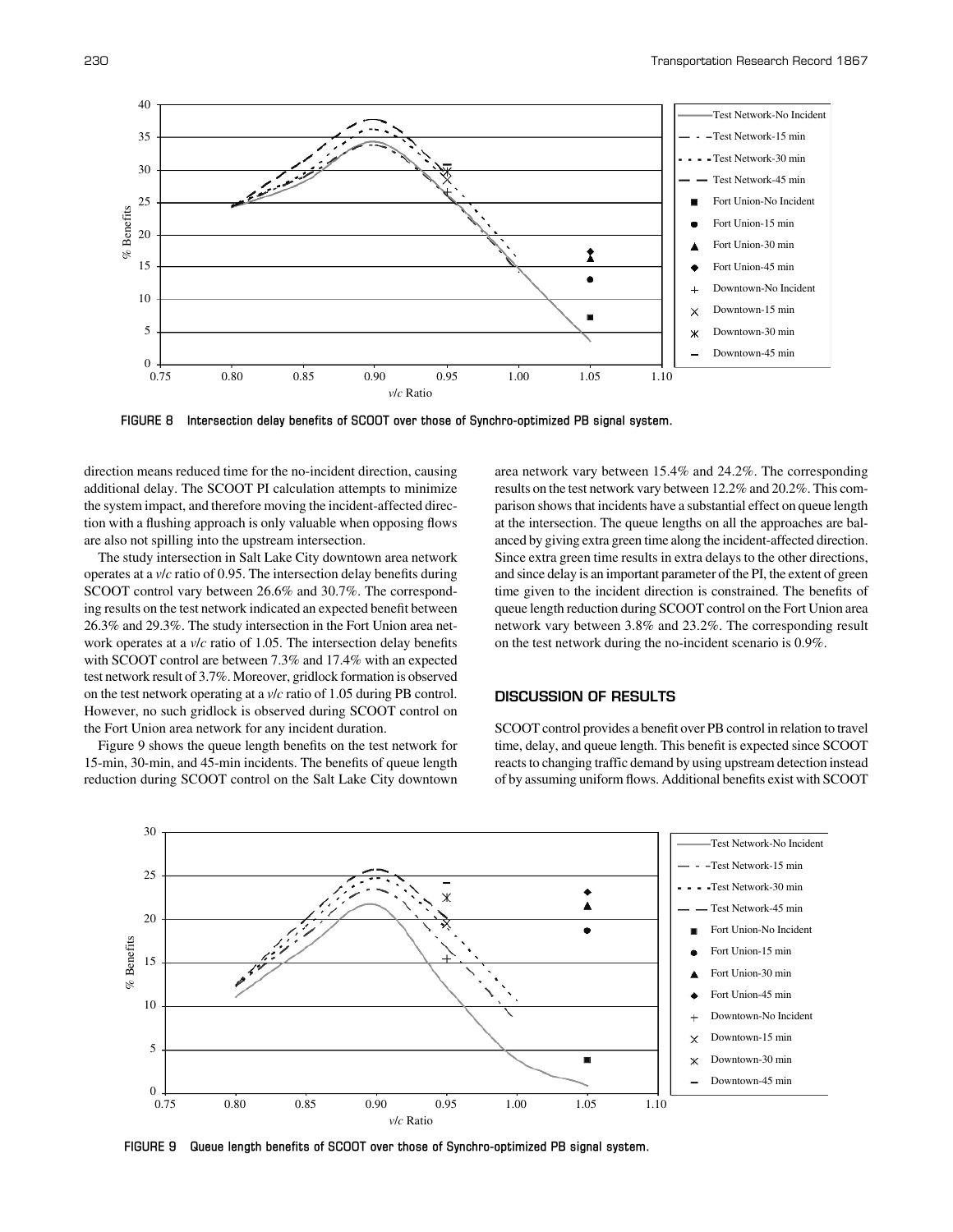FIGURE 8 Intersection delay benefits of SCOOT over those of Synchro-optimized PB signal system.

direction means reduced time for the no-incident direction, causing additional delay. The SCOOT PI calculation attempts to minimize the system impact, and therefore moving the incident-affected direction with a flushing approach is only valuable when opposing flows are also not spilling into the upstream intersection.

The study intersection in Salt Lake City downtown area network operates at a *v/c* ratio of 0.95. The intersection delay benefits during SCOOT control vary between 26.6% and 30.7%. The corresponding results on the test network indicated an expected benefit between 26.3% and 29.3%. The study intersection in the Fort Union area network operates at a *v/c* ratio of 1.05. The intersection delay benefits with SCOOT control are between 7.3% and 17.4% with an expected test network result of 3.7%. Moreover, gridlock formation is observed on the test network operating at a *v/c* ratio of 1.05 during PB control. However, no such gridlock is observed during SCOOT control on the Fort Union area network for any incident duration.

Figure 9 shows the queue length benefits on the test network for 15-min, 30-min, and 45-min incidents. The benefits of queue length reduction during SCOOT control on the Salt Lake City downtown area network vary between 15.4% and 24.2%. The corresponding results on the test network vary between 12.2% and 20.2%. This comparison shows that incidents have a substantial effect on queue length at the intersection. The queue lengths on all the approaches are balanced by giving extra green time along the incident-affected direction. Since extra green time results in extra delays to the other directions, and since delay is an important parameter of the PI, the extent of green time given to the incident direction is constrained. The benefits of queue length reduction during SCOOT control on the Fort Union area network vary between 3.8% and 23.2%. The corresponding result on the test network during the no-incident scenario is 0.9%.

## DISCUSSION OF RESULTS

SCOOT control provides a benefit over PB control in relation to travel time, delay, and queue length. This benefit is expected since SCOOT reacts to changing traffic demand by using upstream detection instead of by assuming uniform flows. Additional benefits exist with SCOOT

FIGURE 9 Queue length benefits of SCOOT over those of Synchro-optimized PB signal system.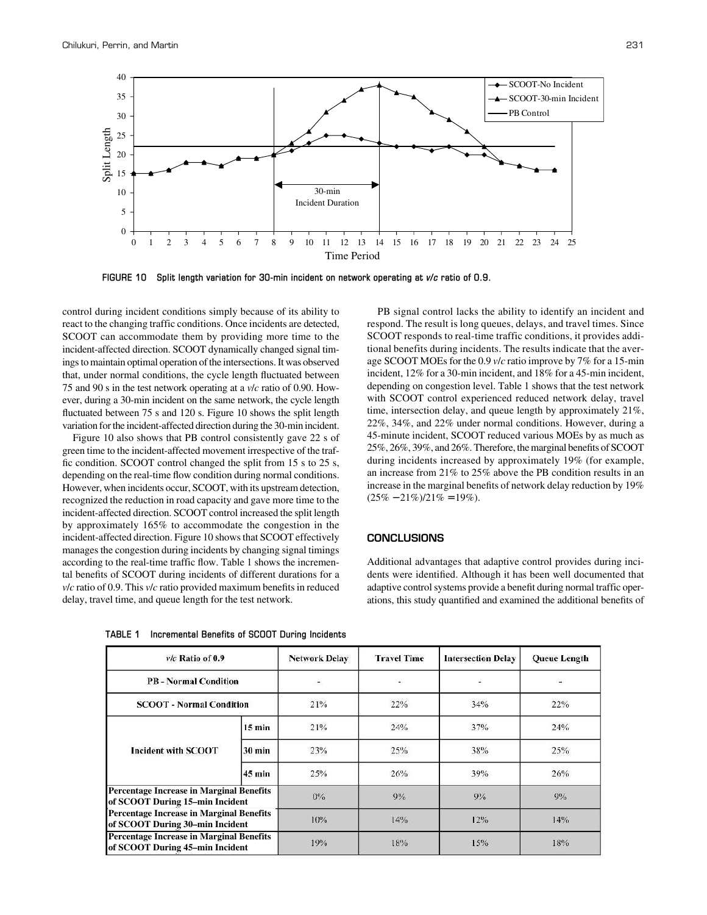FIGURE 10 Split length variation for 30-min incident on network operating at *v/c* ratio of 0.9.

control during incident conditions simply because of its ability to react to the changing traffic conditions. Once incidents are detected, SCOOT can accommodate them by providing more time to the incident-affected direction. SCOOT dynamically changed signal timings to maintain optimal operation of the intersections. It was observed that, under normal conditions, the cycle length fluctuated between 75 and 90 s in the test network operating at a *v/c* ratio of 0.90. However, during a 30-min incident on the same network, the cycle length fluctuated between 75 s and 120 s. Figure 10 shows the split length variation for the incident-affected direction during the 30-min incident.

Figure 10 also shows that PB control consistently gave 22 s of green time to the incident-affected movement irrespective of the traffic condition. SCOOT control changed the split from 15 s to 25 s, depending on the real-time flow condition during normal conditions. However, when incidents occur, SCOOT, with its upstream detection, recognized the reduction in road capacity and gave more time to the incident-affected direction. SCOOT control increased the split length by approximately 165% to accommodate the congestion in the incident-affected direction. Figure 10 shows that SCOOT effectively manages the congestion during incidents by changing signal timings according to the real-time traffic flow. Table 1 shows the incremental benefits of SCOOT during incidents of different durations for a *v/c* ratio of 0.9. This *v/c* ratio provided maximum benefits in reduced delay, travel time, and queue length for the test network.

PB signal control lacks the ability to identify an incident and respond. The result is long queues, delays, and travel times. Since SCOOT responds to real-time traffic conditions, it provides additional benefits during incidents. The results indicate that the average SCOOT MOEs for the 0.9 *v/c* ratio improve by 7% for a 15-min incident, 12% for a 30-min incident, and 18% for a 45-min incident, depending on congestion level. Table 1 shows that the test network with SCOOT control experienced reduced network delay, travel time, intersection delay, and queue length by approximately 21%, 22%, 34%, and 22% under normal conditions. However, during a 45-minute incident, SCOOT reduced various MOEs by as much as 25%, 26%, 39%, and 26%. Therefore, the marginal benefits of SCOOT during incidents increased by approximately 19% (for example, an increase from 21% to 25% above the PB condition results in an increase in the marginal benefits of network delay reduction by 19% (25% − 21%)/21% = 19%).

## CONCLUSIONS

Additional advantages that adaptive control provides during incidents were identified. Although it has been well documented that adaptive control systems provide a benefit during normal traffic operations, this study quantified and examined the additional benefits of

TABLE 1 Incremental Benefits of SCOOT During Incidents

| *v/c* Ratio of 0.9 | | Network Delay | Travel Time | Intersection Delay | Queue Length |
|---|---|---|---|---|---|
| PB - Normal Condition | | - | - | - | - |
| SCOOT - Normal Condition | | 21% | 22% | 34% | 22% |
| Incident with SCOOT | 15 min | 21% | 24% | 37% | 24% |
| | 30 min | 23% | 25% | 38% | 25% |
| | 45 min | 25% | 26% | 39% | 26% |
| **Percentage Increase in Marginal Benefits of SCOOT During 15–min Incident** | | 0% | 9% | 9% | 9% |
| **Percentage Increase in Marginal Benefits of SCOOT During 30–min Incident** | | 10% | 14% | 12% | 14% |
| **Percentage Increase in Marginal Benefits of SCOOT During 45–min Incident** | | 19% | 18% | 15% | 18% |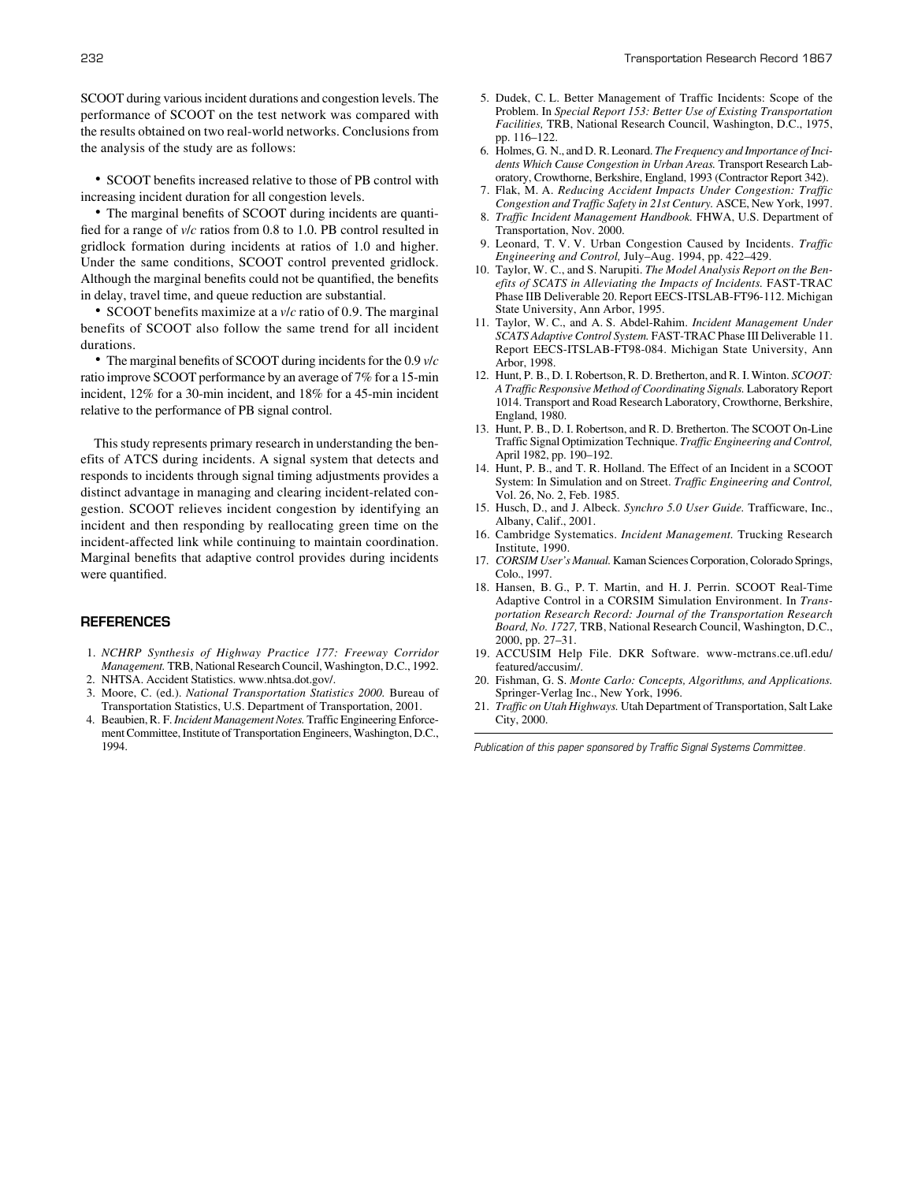SCOOT during various incident durations and congestion levels. The performance of SCOOT on the test network was compared with the results obtained on two real-world networks. Conclusions from the analysis of the study are as follows:

- SCOOT benefits increased relative to those of PB control with increasing incident duration for all congestion levels.
- The marginal benefits of SCOOT during incidents are quantified for a range of *v/c* ratios from 0.8 to 1.0. PB control resulted in gridlock formation during incidents at ratios of 1.0 and higher. Under the same conditions, SCOOT control prevented gridlock. Although the marginal benefits could not be quantified, the benefits in delay, travel time, and queue reduction are substantial.
- SCOOT benefits maximize at a *v/c* ratio of 0.9. The marginal benefits of SCOOT also follow the same trend for all incident durations.
- The marginal benefits of SCOOT during incidents for the 0.9 *v/c* ratio improve SCOOT performance by an average of 7% for a 15-min incident, 12% for a 30-min incident, and 18% for a 45-min incident relative to the performance of PB signal control.

This study represents primary research in understanding the benefits of ATCS during incidents. A signal system that detects and responds to incidents through signal timing adjustments provides a distinct advantage in managing and clearing incident-related congestion. SCOOT relieves incident congestion by identifying an incident and then responding by reallocating green time on the incident-affected link while continuing to maintain coordination. Marginal benefits that adaptive control provides during incidents were quantified.

## REFERENCES

1. *NCHRP Synthesis of Highway Practice 177: Freeway Corridor Management.* TRB, National Research Council, Washington, D.C., 1992.
2. NHTSA. Accident Statistics. www.nhtsa.dot.gov/.
3. Moore, C. (ed.). *National Transportation Statistics 2000.* Bureau of Transportation Statistics, U.S. Department of Transportation, 2001.
4. Beaubien, R. F. *Incident Management Notes.* Traffic Engineering Enforcement Committee, Institute of Transportation Engineers, Washington, D.C., 1994.
5. Dudek, C. L. Better Management of Traffic Incidents: Scope of the Problem. In *Special Report 153: Better Use of Existing Transportation Facilities,* TRB, National Research Council, Washington, D.C., 1975, pp. 116–122.
6. Holmes, G. N., and D. R. Leonard. *The Frequency and Importance of Incidents Which Cause Congestion in Urban Areas.* Transport Research Laboratory, Crowthorne, Berkshire, England, 1993 (Contractor Report 342).
7. Flak, M. A. *Reducing Accident Impacts Under Congestion: Traffic Congestion and Traffic Safety in 21st Century.* ASCE, New York, 1997.
8. *Traffic Incident Management Handbook.* FHWA, U.S. Department of Transportation, Nov. 2000.
9. Leonard, T. V. V. Urban Congestion Caused by Incidents. *Traffic Engineering and Control,* July–Aug. 1994, pp. 422–429.
10. Taylor, W. C., and S. Narupiti. *The Model Analysis Report on the Benefits of SCATS in Alleviating the Impacts of Incidents.* FAST-TRAC Phase IIB Deliverable 20. Report EECS-ITSLAB-FT96-112. Michigan State University, Ann Arbor, 1995.
11. Taylor, W. C., and A. S. Abdel-Rahim. *Incident Management Under SCATS Adaptive Control System.* FAST-TRAC Phase III Deliverable 11. Report EECS-ITSLAB-FT98-084. Michigan State University, Ann Arbor, 1998.
12. Hunt, P. B., D. I. Robertson, R. D. Bretherton, and R. I. Winton. *SCOOT: A Traffic Responsive Method of Coordinating Signals.* Laboratory Report 1014. Transport and Road Research Laboratory, Crowthorne, Berkshire, England, 1980.
13. Hunt, P. B., D. I. Robertson, and R. D. Bretherton. The SCOOT On-Line Traffic Signal Optimization Technique. *Traffic Engineering and Control,* April 1982, pp. 190–192.
14. Hunt, P. B., and T. R. Holland. The Effect of an Incident in a SCOOT System: In Simulation and on Street. *Traffic Engineering and Control,* Vol. 26, No. 2, Feb. 1985.
15. Husch, D., and J. Albeck. *Synchro 5.0 User Guide.* Trafficware, Inc., Albany, Calif., 2001.
16. Cambridge Systematics. *Incident Management.* Trucking Research Institute, 1990.
17. *CORSIM User's Manual.* Kaman Sciences Corporation, Colorado Springs, Colo., 1997.
18. Hansen, B. G., P. T. Martin, and H. J. Perrin. SCOOT Real-Time Adaptive Control in a CORSIM Simulation Environment. In *Transportation Research Record: Journal of the Transportation Research Board, No. 1727,* TRB, National Research Council, Washington, D.C., 2000, pp. 27–31.
19. ACCUSIM Help File. DKR Software. www-mctrans.ce.ufl.edu/featured/accusim/.
20. Fishman, G. S. *Monte Carlo: Concepts, Algorithms, and Applications.* Springer-Verlag Inc., New York, 1996.
21. *Traffic on Utah Highways.* Utah Department of Transportation, Salt Lake City, 2000.

*Publication of this paper sponsored by Traffic Signal Systems Committee.*